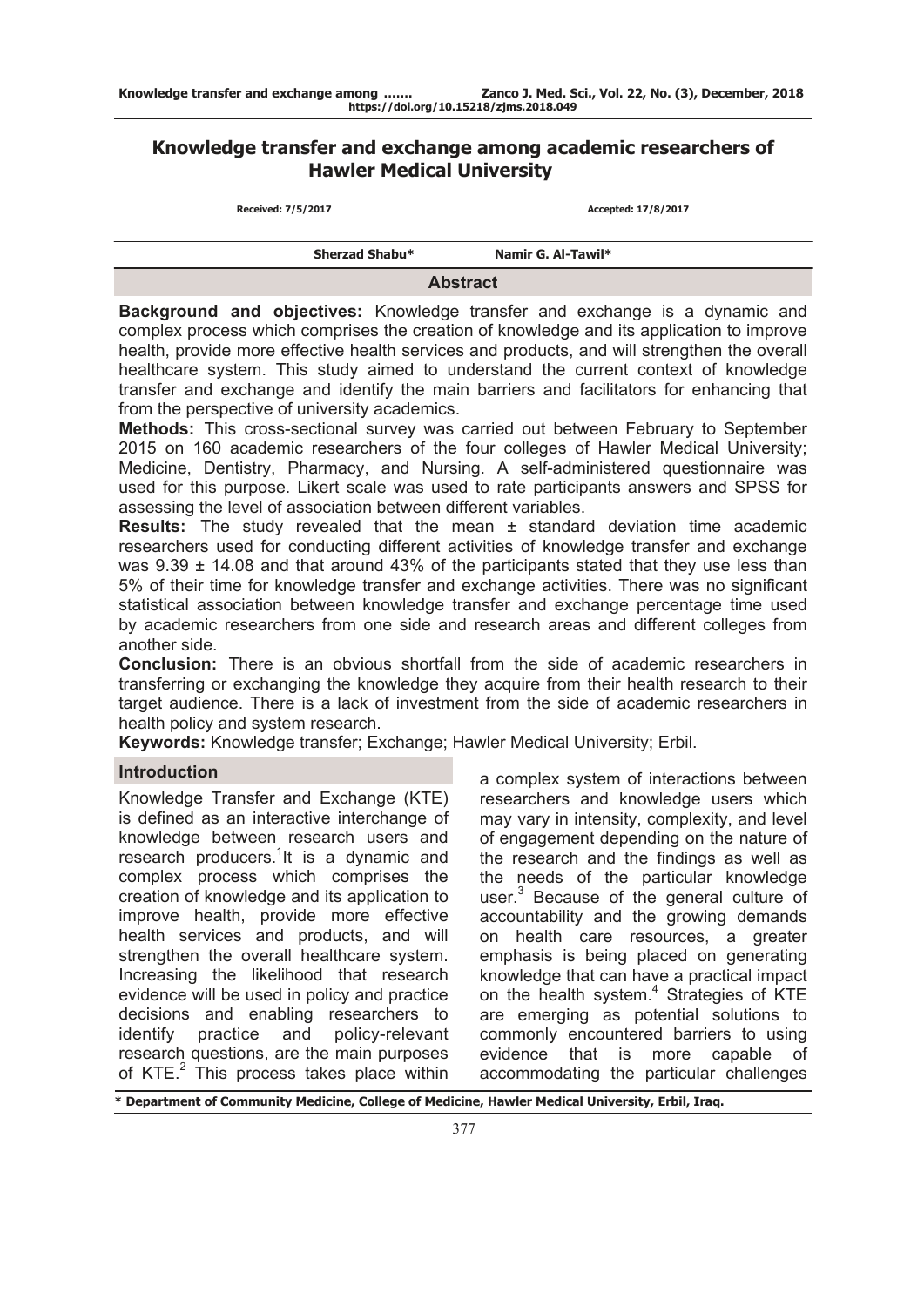# Knowledge transfer and exchange among academic researchers of Hawler Medical University

Received: 7/5/2017 Accepted: 17/8/2017

Sherzad Shabu* Namir G. Al-Tawil*

## Abstract

**Background and objectives:** Knowledge transfer and exchange is a dynamic and complex process which comprises the creation of knowledge and its application to improve health, provide more effective health services and products, and will strengthen the overall healthcare system. This study aimed to understand the current context of knowledge transfer and exchange and identify the main barriers and facilitators for enhancing that from the perspective of university academics.

**Methods:** This cross-sectional survey was carried out between February to September 2015 on 160 academic researchers of the four colleges of Hawler Medical University; Medicine, Dentistry, Pharmacy, and Nursing. A self-administered questionnaire was used for this purpose. Likert scale was used to rate participants answers and SPSS for assessing the level of association between different variables.

**Results:** The study revealed that the mean ± standard deviation time academic researchers used for conducting different activities of knowledge transfer and exchange was 9.39 ± 14.08 and that around 43% of the participants stated that they use less than 5% of their time for knowledge transfer and exchange activities. There was no significant statistical association between knowledge transfer and exchange percentage time used by academic researchers from one side and research areas and different colleges from another side.

**Conclusion:** There is an obvious shortfall from the side of academic researchers in transferring or exchanging the knowledge they acquire from their health research to their target audience. There is a lack of investment from the side of academic researchers in health policy and system research.

**Keywords:** Knowledge transfer; Exchange; Hawler Medical University; Erbil.

## Introduction

Knowledge Transfer and Exchange (KTE) is defined as an interactive interchange of knowledge between research users and research producers.[1] It is a dynamic and complex process which comprises the creation of knowledge and its application to improve health, provide more effective health services and products, and will strengthen the overall healthcare system. Increasing the likelihood that research evidence will be used in policy and practice decisions and enabling researchers to identify practice and policy-relevant research questions, are the main purposes of KTE.[2] This process takes place within a complex system of interactions between researchers and knowledge users which may vary in intensity, complexity, and level of engagement depending on the nature of the research and the findings as well as the needs of the particular knowledge user.[3] Because of the general culture of accountability and the growing demands on health care resources, a greater emphasis is being placed on generating knowledge that can have a practical impact on the health system.[4] Strategies of KTE are emerging as potential solutions to commonly encountered barriers to using evidence that is more capable of accommodating the particular challenges

\* Department of Community Medicine, College of Medicine, Hawler Medical University, Erbil, Iraq.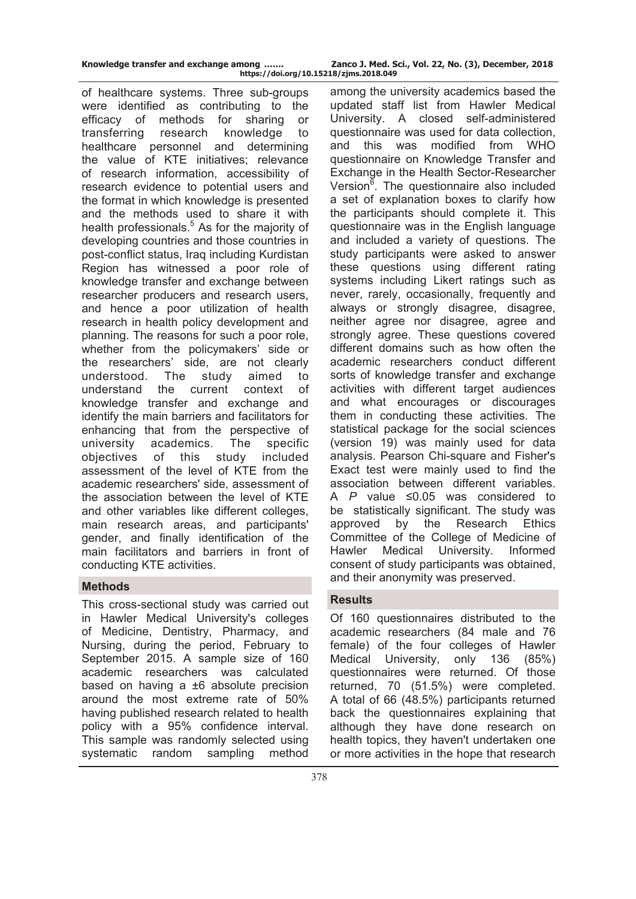of healthcare systems. Three sub-groups were identified as contributing to the efficacy of methods for sharing or transferring research knowledge to healthcare personnel and determining the value of KTE initiatives; relevance of research information, accessibility of research evidence to potential users and the format in which knowledge is presented and the methods used to share it with health professionals.[5] As for the majority of developing countries and those countries in post-conflict status, Iraq including Kurdistan Region has witnessed a poor role of knowledge transfer and exchange between researcher producers and research users, and hence a poor utilization of health research in health policy development and planning. The reasons for such a poor role, whether from the policymakers' side or the researchers' side, are not clearly understood. The study aimed to understand the current context of knowledge transfer and exchange and identify the main barriers and facilitators for enhancing that from the perspective of university academics. The specific objectives of this study included assessment of the level of KTE from the academic researchers' side, assessment of the association between the level of KTE and other variables like different colleges, main research areas, and participants' gender, and finally identification of the main facilitators and barriers in front of conducting KTE activities.

## Methods

This cross-sectional study was carried out in Hawler Medical University's colleges of Medicine, Dentistry, Pharmacy, and Nursing, during the period, February to September 2015. A sample size of 160 academic researchers was calculated based on having a ±6 absolute precision around the most extreme rate of 50% having published research related to health policy with a 95% confidence interval. This sample was randomly selected using systematic random sampling method among the university academics based the updated staff list from Hawler Medical University. A closed self-administered questionnaire was used for data collection, and this was modified from WHO questionnaire on Knowledge Transfer and Exchange in the Health Sector-Researcher Version[6]. The questionnaire also included a set of explanation boxes to clarify how the participants should complete it. This questionnaire was in the English language and included a variety of questions. The study participants were asked to answer these questions using different rating systems including Likert ratings such as never, rarely, occasionally, frequently and always or strongly disagree, disagree, neither agree nor disagree, agree and strongly agree. These questions covered different domains such as how often the academic researchers conduct different sorts of knowledge transfer and exchange activities with different target audiences and what encourages or discourages them in conducting these activities. The statistical package for the social sciences (version 19) was mainly used for data analysis. Pearson Chi-square and Fisher's Exact test were mainly used to find the association between different variables. A $P$ value ≤0.05 was considered to be statistically significant. The study was approved by the Research Ethics Committee of the College of Medicine of Hawler Medical University. Informed consent of study participants was obtained, and their anonymity was preserved.

## Results

Of 160 questionnaires distributed to the academic researchers (84 male and 76 female) of the four colleges of Hawler Medical University, only 136 (85%) questionnaires were returned. Of those returned, 70 (51.5%) were completed. A total of 66 (48.5%) participants returned back the questionnaires explaining that although they have done research on health topics, they haven't undertaken one or more activities in the hope that research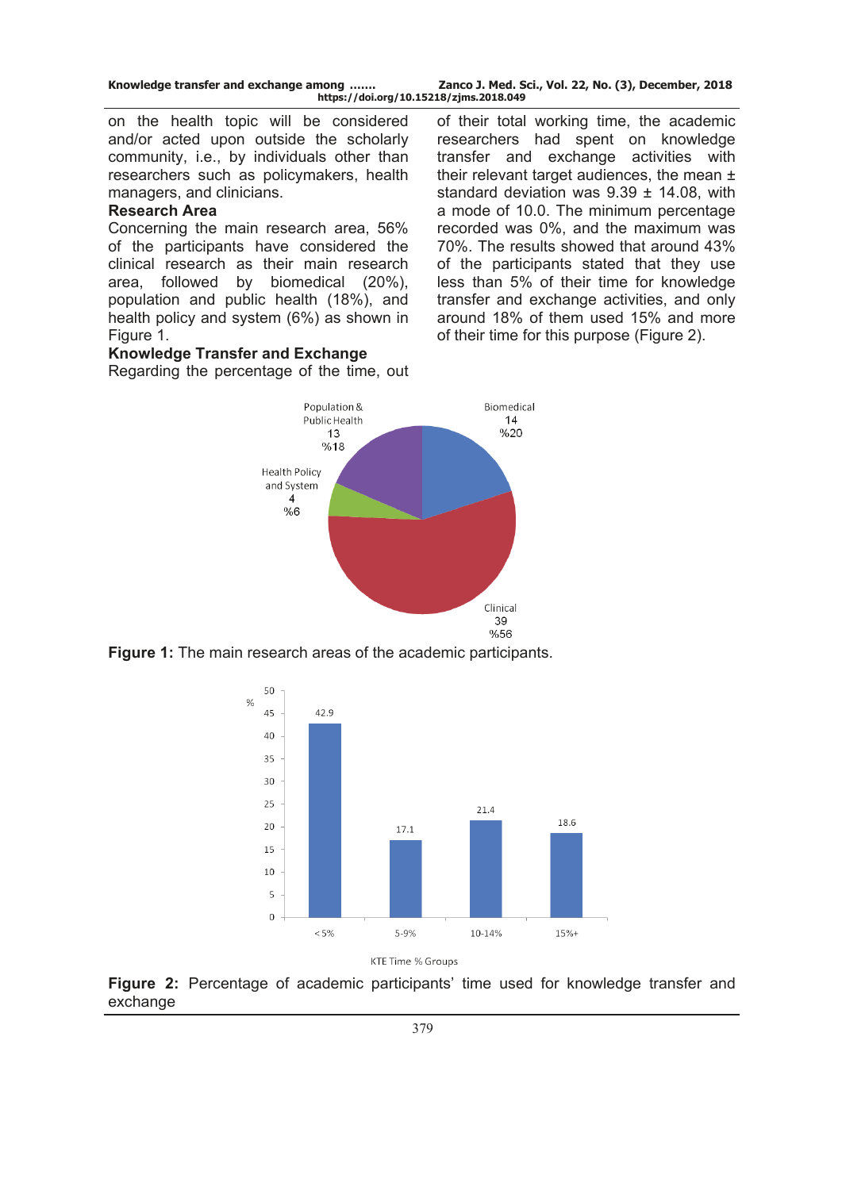on the health topic will be considered and/or acted upon outside the scholarly community, i.e., by individuals other than researchers such as policymakers, health managers, and clinicians.

**Research Area**

Concerning the main research area, 56% of the participants have considered the clinical research as their main research area, followed by biomedical (20%), population and public health (18%), and health policy and system (6%) as shown in Figure 1.

**Knowledge Transfer and Exchange**

Regarding the percentage of the time, out of their total working time, the academic researchers had spent on knowledge transfer and exchange activities with their relevant target audiences, the mean ± standard deviation was 9.39 ± 14.08, with a mode of 10.0. The minimum percentage recorded was 0%, and the maximum was 70%. The results showed that around 43% of the participants stated that they use less than 5% of their time for knowledge transfer and exchange activities, and only around 18% of them used 15% and more of their time for this purpose (Figure 2).

Population & Public Health
13
%18

Biomedical
14
%20

Health Policy and System
4
%6

Clinical
39
%56

**Figure 1:** The main research areas of the academic participants.

%
50
45
40
35
30
25
20
15
10
5
0

42.9
17.1
21.4
18.6

<5%
5-9%
10-14%
15%+

KTE Time % Groups

**Figure 2:** Percentage of academic participants' time used for knowledge transfer and exchange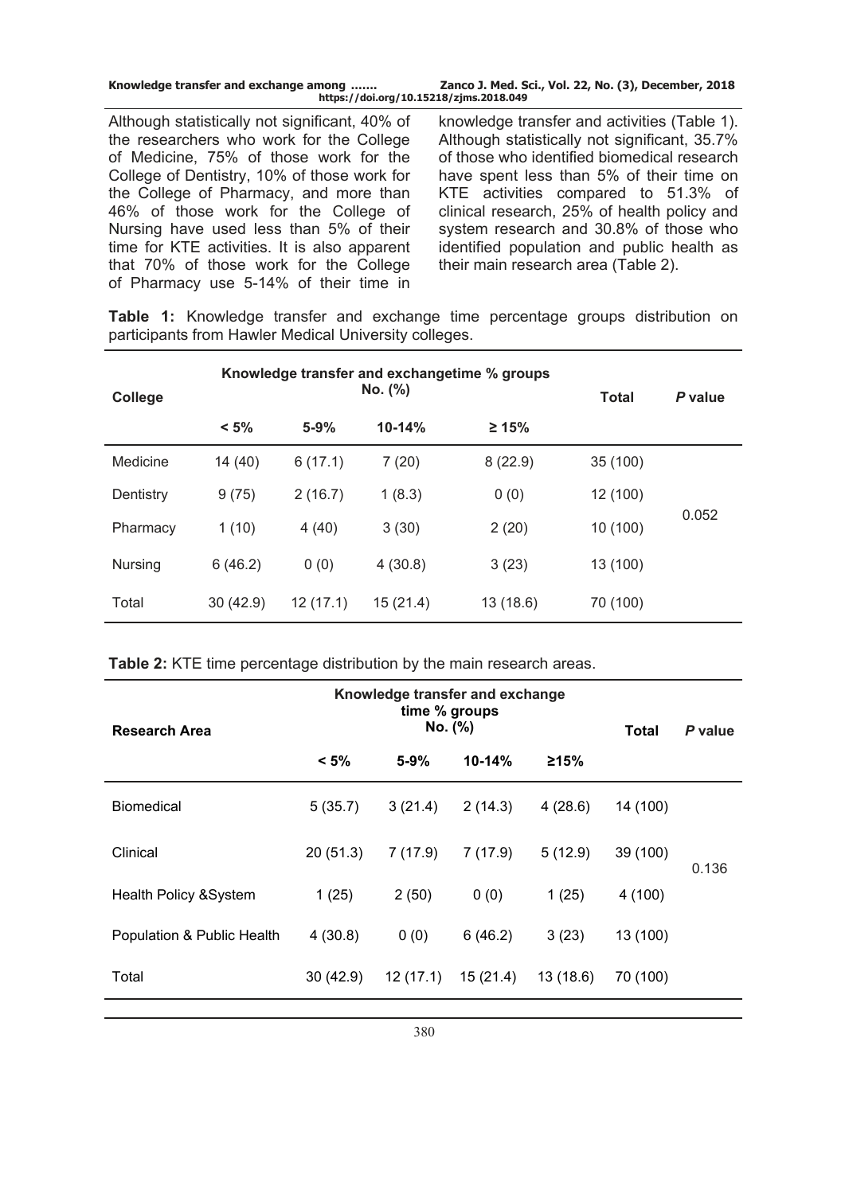Although statistically not significant, 40% of the researchers who work for the College of Medicine, 75% of those work for the College of Dentistry, 10% of those work for the College of Pharmacy, and more than 46% of those work for the College of Nursing have used less than 5% of their time for KTE activities. It is also apparent that 70% of those work for the College of Pharmacy use 5-14% of their time in knowledge transfer and activities (Table 1). Although statistically not significant, 35.7% of those who identified biomedical research have spent less than 5% of their time on KTE activities compared to 51.3% of clinical research, 25% of health policy and system research and 30.8% of those who identified population and public health as their main research area (Table 2).

**Table 1:** Knowledge transfer and exchange time percentage groups distribution on participants from Hawler Medical University colleges.

| College | Knowledge transfer and exchangetime % groups No. (%) | | | | Total | *P* value |
|---|---|---|---|---|---|---|
| | < 5% | 5-9% | 10-14% | ≥ 15% | | |
| Medicine | 14 (40) | 6 (17.1) | 7 (20) | 8 (22.9) | 35 (100) | 0.052 |
| Dentistry | 9 (75) | 2 (16.7) | 1 (8.3) | 0 (0) | 12 (100) | |
| Pharmacy | 1 (10) | 4 (40) | 3 (30) | 2 (20) | 10 (100) | |
| Nursing | 6 (46.2) | 0 (0) | 4 (30.8) | 3 (23) | 13 (100) | |
| Total | 30 (42.9) | 12 (17.1) | 15 (21.4) | 13 (18.6) | 70 (100) | |

**Table 2:** KTE time percentage distribution by the main research areas.

| Research Area | Knowledge transfer and exchange time % groups No. (%) | | | | Total | *P* value |
|---|---|---|---|---|---|---|
| | < 5% | 5-9% | 10-14% | ≥15% | | |
| Biomedical | 5 (35.7) | 3 (21.4) | 2 (14.3) | 4 (28.6) | 14 (100) | 0.136 |
| Clinical | 20 (51.3) | 7 (17.9) | 7 (17.9) | 5 (12.9) | 39 (100) | |
| Health Policy &System | 1 (25) | 2 (50) | 0 (0) | 1 (25) | 4 (100) | |
| Population & Public Health | 4 (30.8) | 0 (0) | 6 (46.2) | 3 (23) | 13 (100) | |
| Total | 30 (42.9) | 12 (17.1) | 15 (21.4) | 13 (18.6) | 70 (100) | |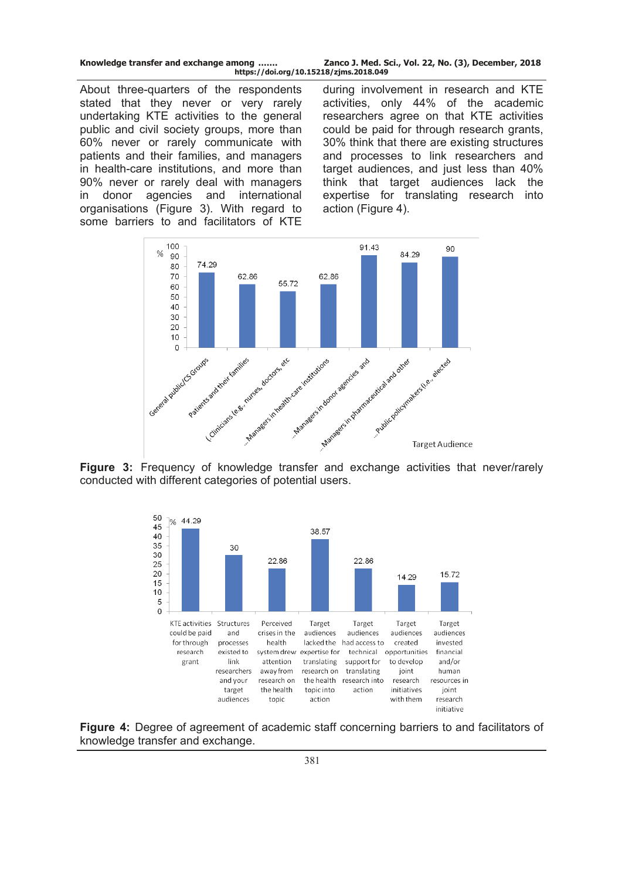About three-quarters of the respondents stated that they never or very rarely undertaking KTE activities to the general public and civil society groups, more than 60% never or rarely communicate with patients and their families, and managers in health-care institutions, and more than 90% never or rarely deal with managers in donor agencies and international organisations (Figure 3). With regard to some barriers to and facilitators of KTE during involvement in research and KTE activities, only 44% of the academic researchers agree on that KTE activities could be paid for through research grants, 30% think that there are existing structures and processes to link researchers and target audiences, and just less than 40% think that target audiences lack the expertise for translating research into action (Figure 4).

%
100
90
80
70
60
50
40
30
20
10
0

74.29
62.86
55.72
62.86
91.43
84.29
90

General public/CS Groups
Patients and their families
(Clinicians (e.g., nurses, doctors, etc
...Managers in health-care institutions
...Managers in donor agencies and
...Managers in pharmaceutical and other
...Public policymakers (i.e., elected

Target Audience

**Figure 3:** Frequency of knowledge transfer and exchange activities that never/rarely conducted with different categories of potential users.

%
50
45
40
35
30
25
20
15
10
5
0

44.29
30
22.86
38.57
22.86
14.29
15.72

KTE activities could be paid for through research grant
Structures and processes existed to link researchers and your target audiences
Perceived crises in the health system drew attention away from research on the health topic
Target audiences lacked the expertise for translating research on the health topic into action
Target audiences had access to technical support for translating research into action
Target audiences created opportunities to develop joint research initiatives with them
Target audiences invested financial and/or human resources in joint research initiative

**Figure 4:** Degree of agreement of academic staff concerning barriers to and facilitators of knowledge transfer and exchange.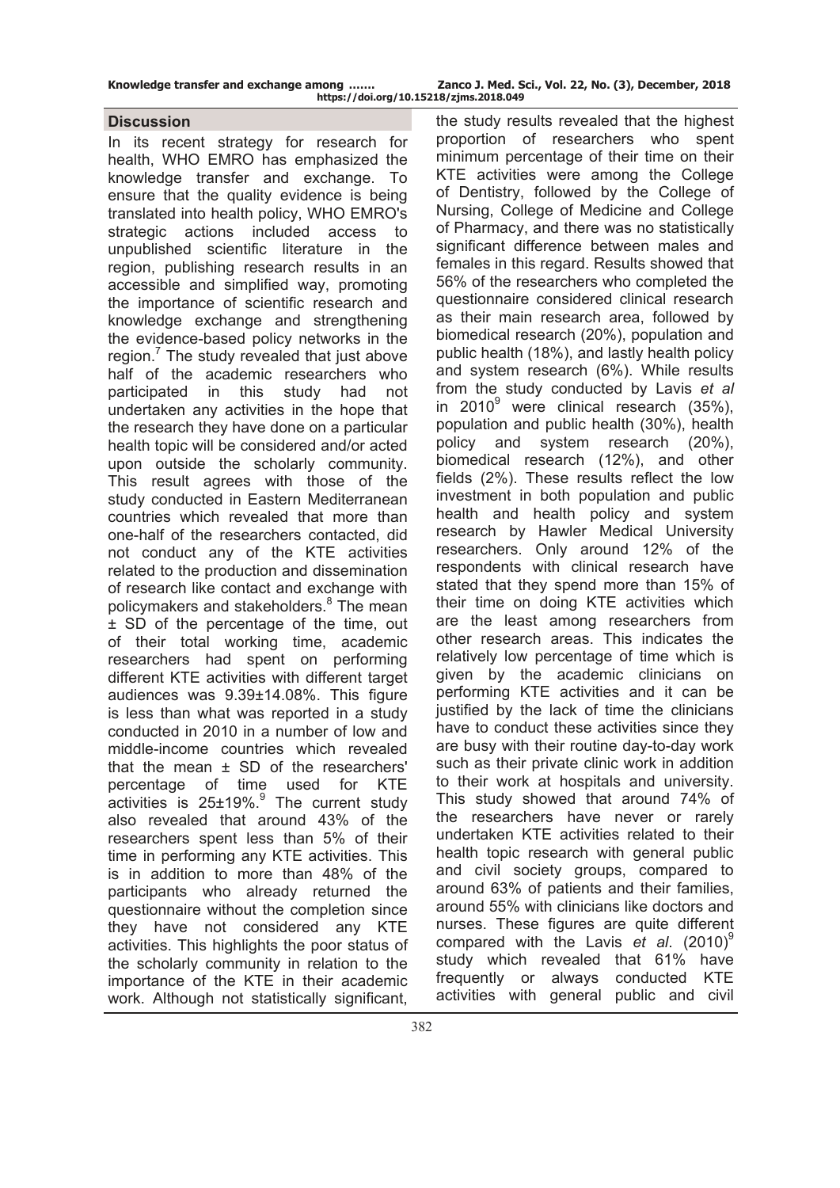## Discussion

In its recent strategy for research for health, WHO EMRO has emphasized the knowledge transfer and exchange. To ensure that the quality evidence is being translated into health policy, WHO EMRO's strategic actions included access to unpublished scientific literature in the region, publishing research results in an accessible and simplified way, promoting the importance of scientific research and knowledge exchange and strengthening the evidence-based policy networks in the region.[7] The study revealed that just above half of the academic researchers who participated in this study had not undertaken any activities in the hope that the research they have done on a particular health topic will be considered and/or acted upon outside the scholarly community. This result agrees with those of the study conducted in Eastern Mediterranean countries which revealed that more than one-half of the researchers contacted, did not conduct any of the KTE activities related to the production and dissemination of research like contact and exchange with policymakers and stakeholders.[8] The mean ± SD of the percentage of the time, out of their total working time, academic researchers had spent on performing different KTE activities with different target audiences was 9.39±14.08%. This figure is less than what was reported in a study conducted in 2010 in a number of low and middle-income countries which revealed that the mean ± SD of the researchers' percentage of time used for KTE activities is 25±19%.[9] The current study also revealed that around 43% of the researchers spent less than 5% of their time in performing any KTE activities. This is in addition to more than 48% of the participants who already returned the questionnaire without the completion since they have not considered any KTE activities. This highlights the poor status of the scholarly community in relation to the importance of the KTE in their academic work. Although not statistically significant, the study results revealed that the highest proportion of researchers who spent minimum percentage of their time on their KTE activities were among the College of Dentistry, followed by the College of Nursing, College of Medicine and College of Pharmacy, and there was no statistically significant difference between males and females in this regard. Results showed that 56% of the researchers who completed the questionnaire considered clinical research as their main research area, followed by biomedical research (20%), population and public health (18%), and lastly health policy and system research (6%). While results from the study conducted by Lavis *et al* in 2010[9] were clinical research (35%), population and public health (30%), health policy and system research (20%), biomedical research (12%), and other fields (2%). These results reflect the low investment in both population and public health and health policy and system research by Hawler Medical University researchers. Only around 12% of the respondents with clinical research have stated that they spend more than 15% of their time on doing KTE activities which are the least among researchers from other research areas. This indicates the relatively low percentage of time which is given by the academic clinicians on performing KTE activities and it can be justified by the lack of time the clinicians have to conduct these activities since they are busy with their routine day-to-day work such as their private clinic work in addition to their work at hospitals and university. This study showed that around 74% of the researchers have never or rarely undertaken KTE activities related to their health topic research with general public and civil society groups, compared to around 63% of patients and their families, around 55% with clinicians like doctors and nurses. These figures are quite different compared with the Lavis *et al*. (2010)[9] study which revealed that 61% have frequently or always conducted KTE activities with general public and civil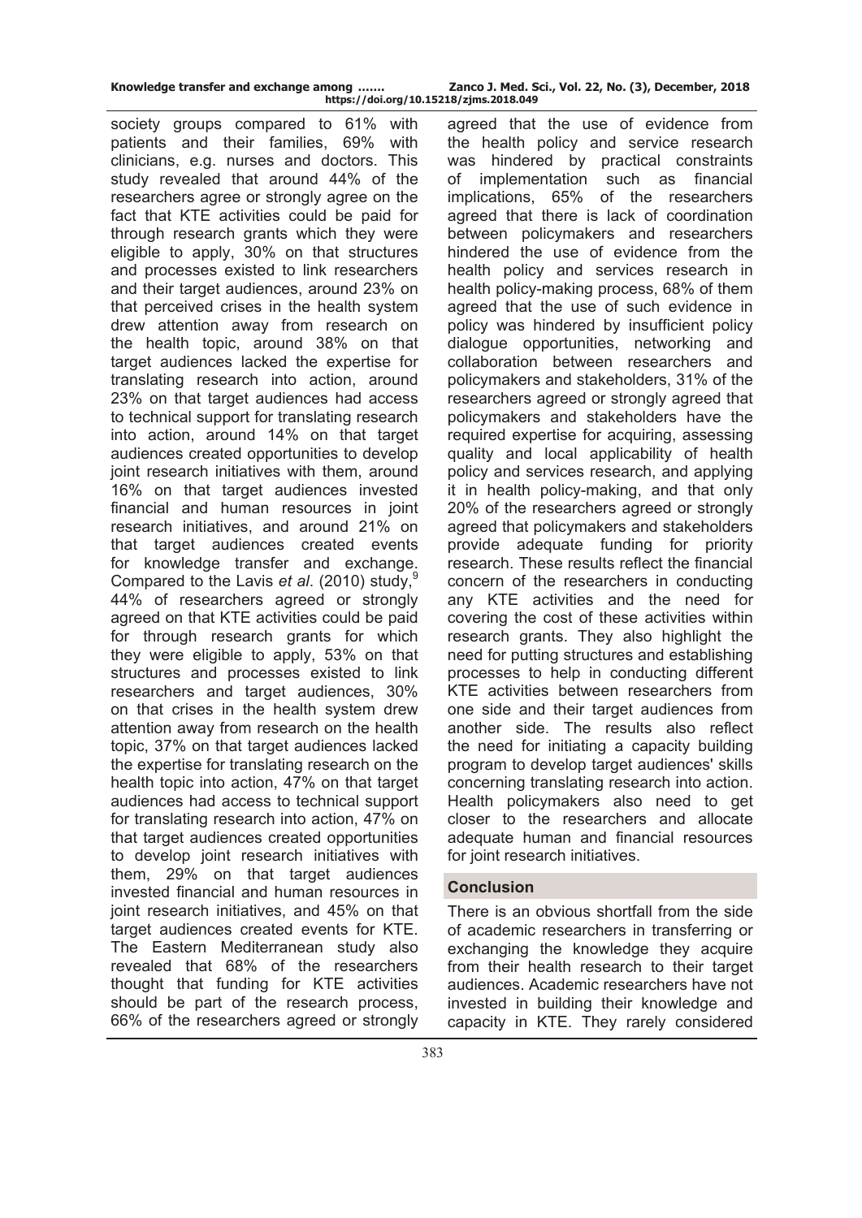society groups compared to 61% with patients and their families, 69% with clinicians, e.g. nurses and doctors. This study revealed that around 44% of the researchers agree or strongly agree on the fact that KTE activities could be paid for through research grants which they were eligible to apply, 30% on that structures and processes existed to link researchers and their target audiences, around 23% on that perceived crises in the health system drew attention away from research on the health topic, around 38% on that target audiences lacked the expertise for translating research into action, around 23% on that target audiences had access to technical support for translating research into action, around 14% on that target audiences created opportunities to develop joint research initiatives with them, around 16% on that target audiences invested financial and human resources in joint research initiatives, and around 21% on that target audiences created events for knowledge transfer and exchange. Compared to the Lavis *et al*. (2010) study,[9] 44% of researchers agreed or strongly agreed on that KTE activities could be paid for through research grants for which they were eligible to apply, 53% on that structures and processes existed to link researchers and target audiences, 30% on that crises in the health system drew attention away from research on the health topic, 37% on that target audiences lacked the expertise for translating research on the health topic into action, 47% on that target audiences had access to technical support for translating research into action, 47% on that target audiences created opportunities to develop joint research initiatives with them, 29% on that target audiences invested financial and human resources in joint research initiatives, and 45% on that target audiences created events for KTE. The Eastern Mediterranean study also revealed that 68% of the researchers thought that funding for KTE activities should be part of the research process, 66% of the researchers agreed or strongly agreed that the use of evidence from the health policy and service research was hindered by practical constraints of implementation such as financial implications, 65% of the researchers agreed that there is lack of coordination between policymakers and researchers hindered the use of evidence from the health policy and services research in health policy-making process, 68% of them agreed that the use of such evidence in policy was hindered by insufficient policy dialogue opportunities, networking and collaboration between researchers and policymakers and stakeholders, 31% of the researchers agreed or strongly agreed that policymakers and stakeholders have the required expertise for acquiring, assessing quality and local applicability of health policy and services research, and applying it in health policy-making, and that only 20% of the researchers agreed or strongly agreed that policymakers and stakeholders provide adequate funding for priority research. These results reflect the financial concern of the researchers in conducting any KTE activities and the need for covering the cost of these activities within research grants. They also highlight the need for putting structures and establishing processes to help in conducting different KTE activities between researchers from one side and their target audiences from another side. The results also reflect the need for initiating a capacity building program to develop target audiences' skills concerning translating research into action. Health policymakers also need to get closer to the researchers and allocate adequate human and financial resources for joint research initiatives.

## Conclusion

There is an obvious shortfall from the side of academic researchers in transferring or exchanging the knowledge they acquire from their health research to their target audiences. Academic researchers have not invested in building their knowledge and capacity in KTE. They rarely considered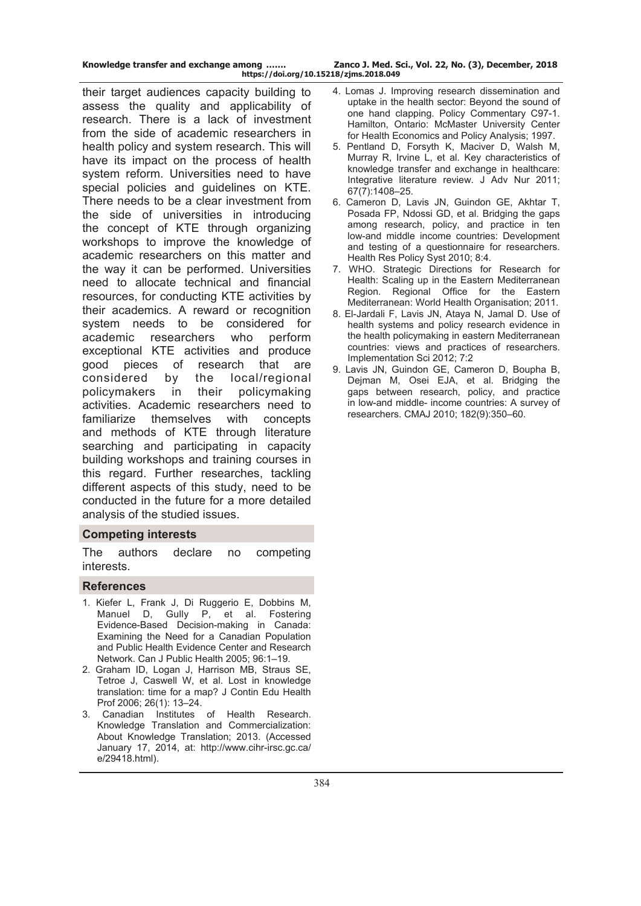their target audiences capacity building to assess the quality and applicability of research. There is a lack of investment from the side of academic researchers in health policy and system research. This will have its impact on the process of health system reform. Universities need to have special policies and guidelines on KTE. There needs to be a clear investment from the side of universities in introducing the concept of KTE through organizing workshops to improve the knowledge of academic researchers on this matter and the way it can be performed. Universities need to allocate technical and financial resources, for conducting KTE activities by their academics. A reward or recognition system needs to be considered for academic researchers who perform exceptional KTE activities and produce good pieces of research that are considered by the local/regional policymakers in their policymaking activities. Academic researchers need to familiarize themselves with concepts and methods of KTE through literature searching and participating in capacity building workshops and training courses in this regard. Further researches, tackling different aspects of this study, need to be conducted in the future for a more detailed analysis of the studied issues.

## Competing interests

The authors declare no competing interests.

## References

1. Kiefer L, Frank J, Di Ruggerio E, Dobbins M, Manuel D, Gully P, et al. Fostering Evidence-Based Decision-making in Canada: Examining the Need for a Canadian Population and Public Health Evidence Center and Research Network. Can J Public Health 2005; 96:1–19.
2. Graham ID, Logan J, Harrison MB, Straus SE, Tetroe J, Caswell W, et al. Lost in knowledge translation: time for a map? J Contin Edu Health Prof 2006; 26(1): 13–24.
3. Canadian Institutes of Health Research. Knowledge Translation and Commercialization: About Knowledge Translation; 2013. (Accessed January 17, 2014, at: http://www.cihr-irsc.gc.ca/e/29418.html).
4. Lomas J. Improving research dissemination and uptake in the health sector: Beyond the sound of one hand clapping. Policy Commentary C97-1. Hamilton, Ontario: McMaster University Center for Health Economics and Policy Analysis; 1997.
5. Pentland D, Forsyth K, Maciver D, Walsh M, Murray R, Irvine L, et al. Key characteristics of knowledge transfer and exchange in healthcare: Integrative literature review. J Adv Nur 2011; 67(7):1408–25.
6. Cameron D, Lavis JN, Guindon GE, Akhtar T, Posada FP, Ndossi GD, et al. Bridging the gaps among research, policy, and practice in ten low-and middle income countries: Development and testing of a questionnaire for researchers. Health Res Policy Syst 2010; 8:4.
7. WHO. Strategic Directions for Research for Health: Scaling up in the Eastern Mediterranean Region. Regional Office for the Eastern Mediterranean: World Health Organisation; 2011.
8. El-Jardali F, Lavis JN, Ataya N, Jamal D. Use of health systems and policy research evidence in the health policymaking in eastern Mediterranean countries: views and practices of researchers. Implementation Sci 2012; 7:2
9. Lavis JN, Guindon GE, Cameron D, Boupha B, Dejman M, Osei EJA, et al. Bridging the gaps between research, policy, and practice in low-and middle- income countries: A survey of researchers. CMAJ 2010; 182(9):350–60.